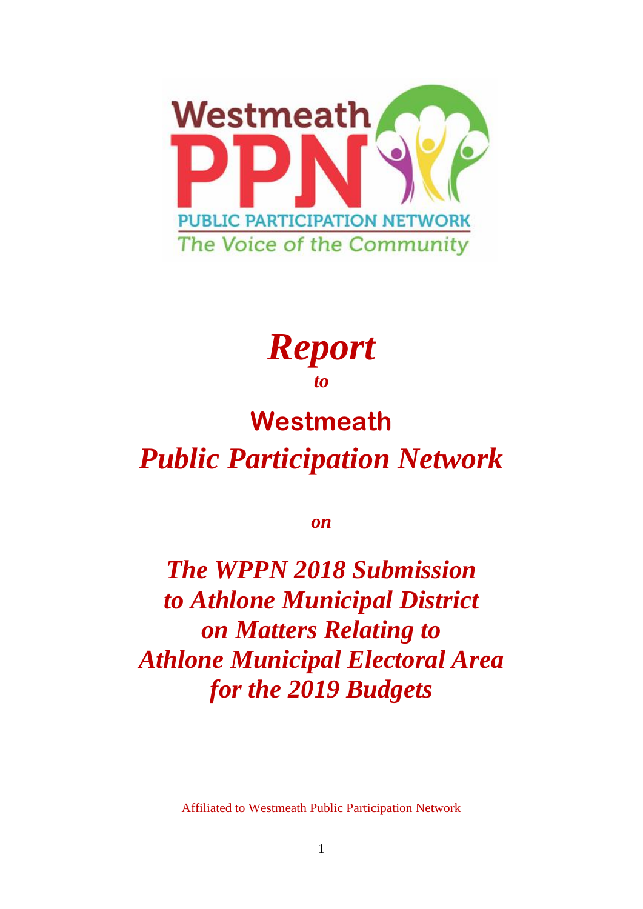Westmeath

PPN

PUBLIC PARTICIPATION NETWORK

The Voice of the Community

# *Report*

***to***

## Westmeath
## *Public Participation Network*

***on***

## *The WPPN 2018 Submission to Athlone Municipal District on Matters Relating to Athlone Municipal Electoral Area for the 2019 Budgets*

Affiliated to Westmeath Public Participation Network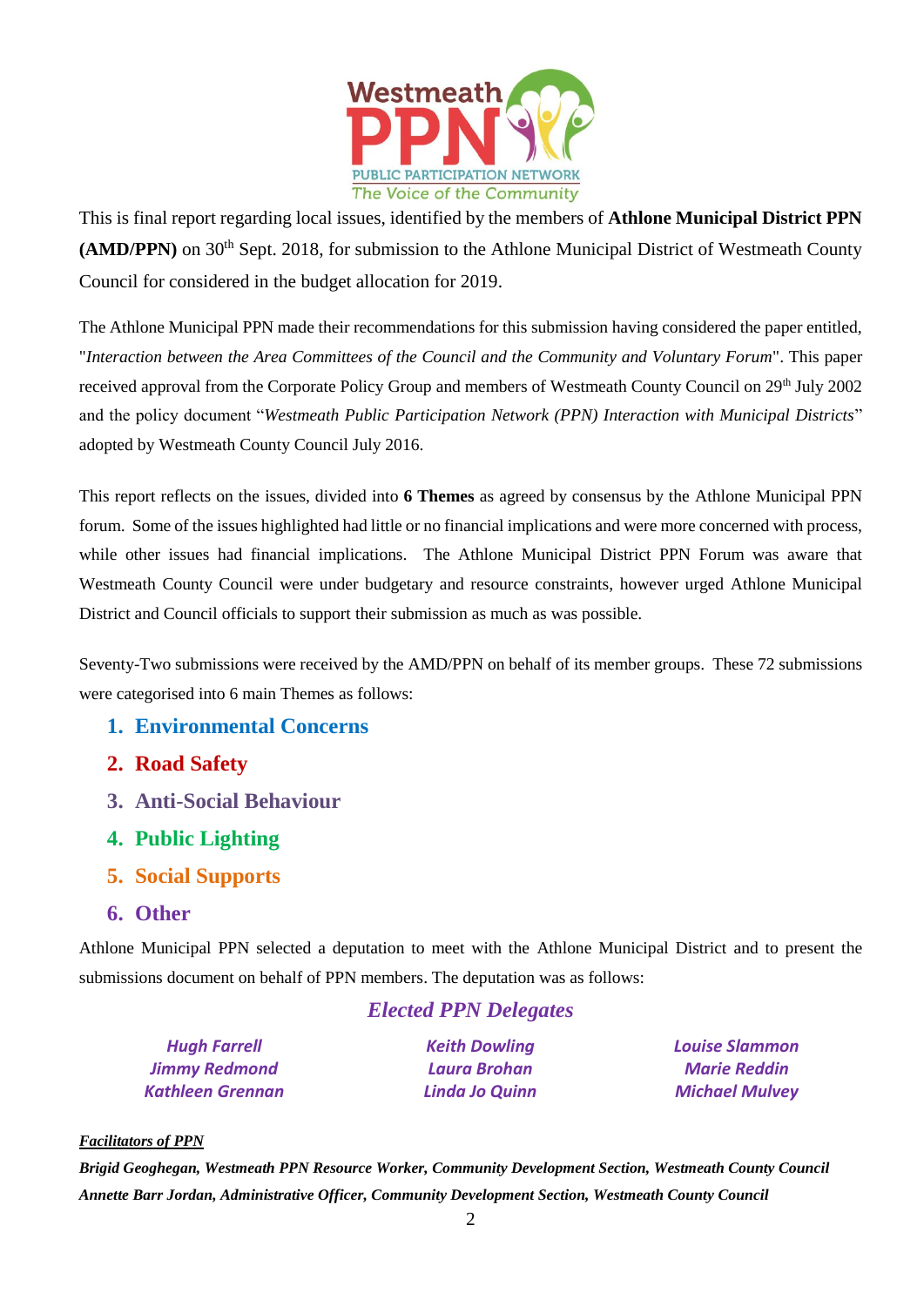This is final report regarding local issues, identified by the members of **Athlone Municipal District PPN (AMD/PPN)** on 30th Sept. 2018, for submission to the Athlone Municipal District of Westmeath County Council for considered in the budget allocation for 2019.

The Athlone Municipal PPN made their recommendations for this submission having considered the paper entitled, "*Interaction between the Area Committees of the Council and the Community and Voluntary Forum*". This paper received approval from the Corporate Policy Group and members of Westmeath County Council on 29th July 2002 and the policy document "*Westmeath Public Participation Network (PPN) Interaction with Municipal Districts*" adopted by Westmeath County Council July 2016.

This report reflects on the issues, divided into **6 Themes** as agreed by consensus by the Athlone Municipal PPN forum. Some of the issues highlighted had little or no financial implications and were more concerned with process, while other issues had financial implications. The Athlone Municipal District PPN Forum was aware that Westmeath County Council were under budgetary and resource constraints, however urged Athlone Municipal District and Council officials to support their submission as much as was possible.

Seventy-Two submissions were received by the AMD/PPN on behalf of its member groups. These 72 submissions were categorised into 6 main Themes as follows:

1. **Environmental Concerns**
2. **Road Safety**
3. **Anti-Social Behaviour**
4. **Public Lighting**
5. **Social Supports**
6. **Other**

Athlone Municipal PPN selected a deputation to meet with the Athlone Municipal District and to present the submissions document on behalf of PPN members. The deputation was as follows:

***Elected PPN Delegates***

| | | |
|---|---|---|
| *Hugh Farrell* | *Keith Dowling* | *Louise Slammon* |
| *Jimmy Redmond* | *Laura Brohan* | *Marie Reddin* |
| *Kathleen Grennan* | *Linda Jo Quinn* | *Michael Mulvey* |

***Facilitators of PPN***

***Brigid Geoghegan, Westmeath PPN Resource Worker, Community Development Section, Westmeath County Council***

***Annette Barr Jordan, Administrative Officer, Community Development Section, Westmeath County Council***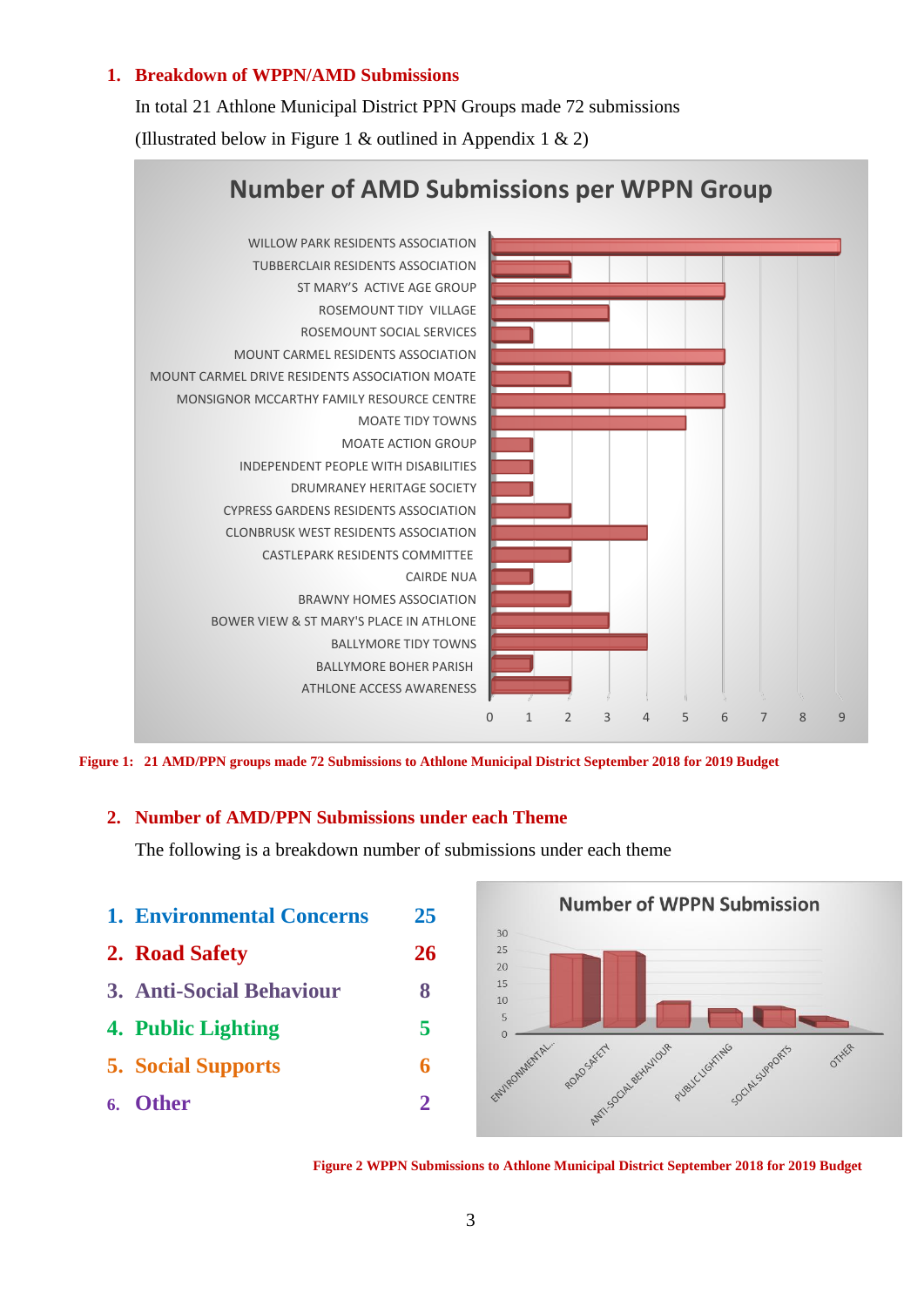## 1. Breakdown of WPPN/AMD Submissions

In total 21 Athlone Municipal District PPN Groups made 72 submissions

(Illustrated below in Figure 1 & outlined in Appendix 1 & 2)

**Figure 1: 21 AMD/PPN groups made 72 Submissions to Athlone Municipal District September 2018 for 2019 Budget**

## 2. Number of AMD/PPN Submissions under each Theme

The following is a breakdown number of submissions under each theme

| Theme | Submissions |
|---|---|
| 1. Environmental Concerns | 25 |
| 2. Road Safety | 26 |
| 3. Anti-Social Behaviour | 8 |
| 4. Public Lighting | 5 |
| 5. Social Supports | 6 |
| 6. Other | 2 |

**Figure 2 WPPN Submissions to Athlone Municipal District September 2018 for 2019 Budget**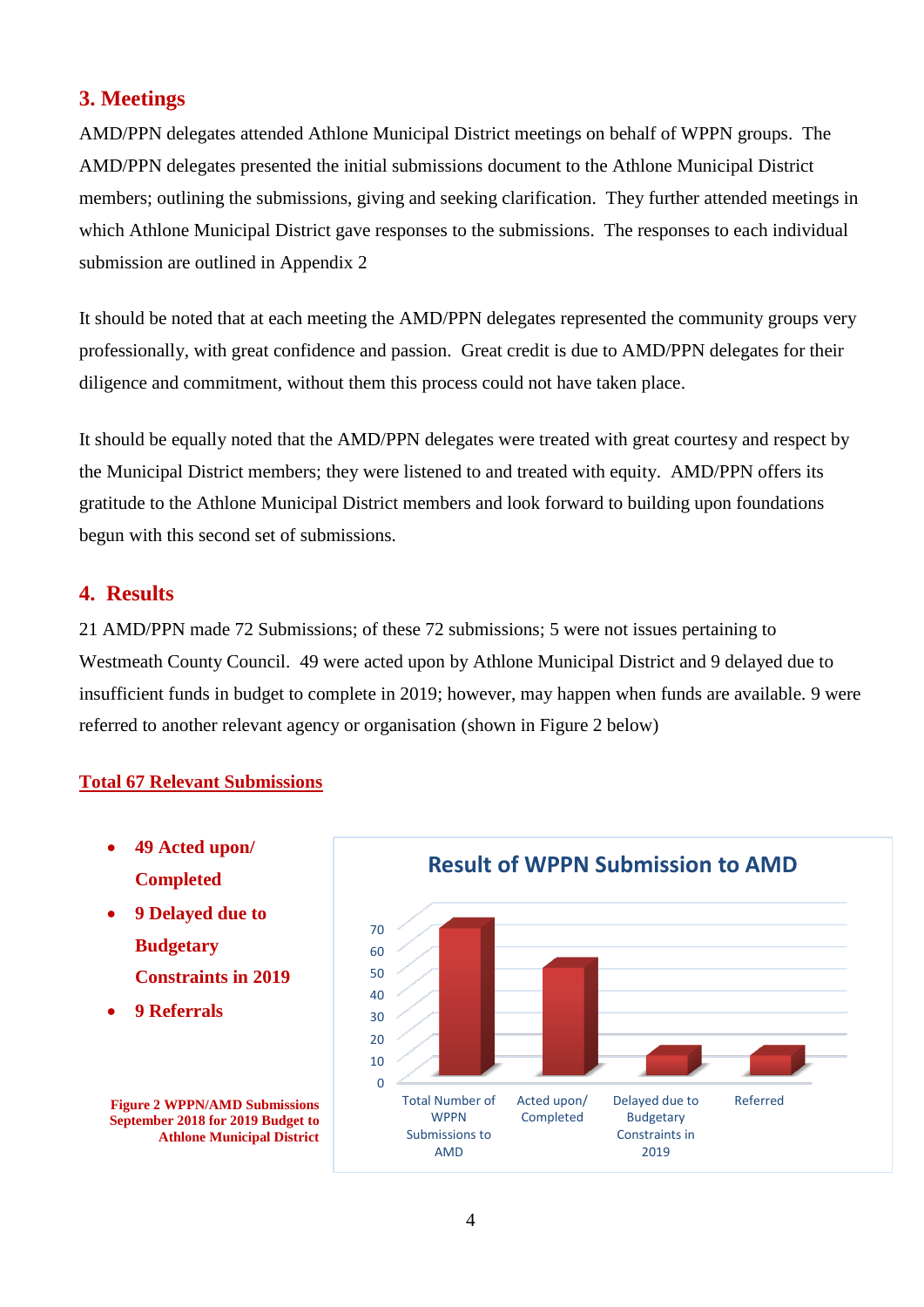## 3. Meetings

AMD/PPN delegates attended Athlone Municipal District meetings on behalf of WPPN groups. The AMD/PPN delegates presented the initial submissions document to the Athlone Municipal District members; outlining the submissions, giving and seeking clarification. They further attended meetings in which Athlone Municipal District gave responses to the submissions. The responses to each individual submission are outlined in Appendix 2

It should be noted that at each meeting the AMD/PPN delegates represented the community groups very professionally, with great confidence and passion. Great credit is due to AMD/PPN delegates for their diligence and commitment, without them this process could not have taken place.

It should be equally noted that the AMD/PPN delegates were treated with great courtesy and respect by the Municipal District members; they were listened to and treated with equity. AMD/PPN offers its gratitude to the Athlone Municipal District members and look forward to building upon foundations begun with this second set of submissions.

## 4. Results

21 AMD/PPN made 72 Submissions; of these 72 submissions; 5 were not issues pertaining to Westmeath County Council. 49 were acted upon by Athlone Municipal District and 9 delayed due to insufficient funds in budget to complete in 2019; however, may happen when funds are available. 9 were referred to another relevant agency or organisation (shown in Figure 2 below)

**Total 67 Relevant Submissions**

- **49 Acted upon/ Completed**
- **9 Delayed due to Budgetary Constraints in 2019**
- **9 Referrals**

**Result of WPPN Submission to AMD**

| Category | Value |
|---|---|
| Total Number of WPPN Submissions to AMD | 67 |
| Acted upon/ Completed | 49 |
| Delayed due to Budgetary Constraints in 2019 | 9 |
| Referred | 9 |

**Figure 2 WPPN/AMD Submissions September 2018 for 2019 Budget to Athlone Municipal District**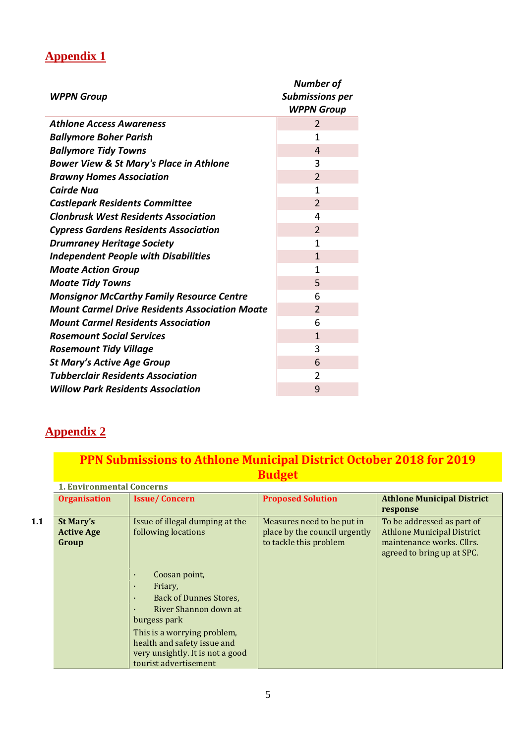## Appendix 1

| *WPPN Group* | *Number of Submissions per WPPN Group* |
|---|---|
| *Athlone Access Awareness* | 2 |
| *Ballymore Boher Parish* | 1 |
| *Ballymore Tidy Towns* | 4 |
| *Bower View & St Mary's Place in Athlone* | 3 |
| *Brawny Homes Association* | 2 |
| *Cairde Nua* | 1 |
| *Castlepark Residents Committee* | 2 |
| *Clonbrusk West Residents Association* | 4 |
| *Cypress Gardens Residents Association* | 2 |
| *Drumraney Heritage Society* | 1 |
| *Independent People with Disabilities* | 1 |
| *Moate Action Group* | 1 |
| *Moate Tidy Towns* | 5 |
| *Monsignor McCarthy Family Resource Centre* | 6 |
| *Mount Carmel Drive Residents Association Moate* | 2 |
| *Mount Carmel Residents Association* | 6 |
| *Rosemount Social Services* | 1 |
| *Rosemount Tidy Village* | 3 |
| *St Mary's Active Age Group* | 6 |
| *Tubberclair Residents Association* | 2 |
| *Willow Park Residents Association* | 9 |

## Appendix 2

**PPN Submissions to Athlone Municipal District October 2018 for 2019 Budget**

**1. Environmental Concerns**

| | Organisation | Issue/ Concern | Proposed Solution | Athlone Municipal District response |
|---|---|---|---|---|
| **1.1** | **St Mary's Active Age Group** | Issue of illegal dumping at the following locations<br>· Coosan point,<br>· Friary,<br>· Back of Dunnes Stores,<br>· River Shannon down at burgess park<br>This is a worrying problem, health and safety issue and very unsightly. It is not a good tourist advertisement | Measures need to be put in place by the council urgently to tackle this problem | To be addressed as part of Athlone Municipal District maintenance works. Cllrs. agreed to bring up at SPC. |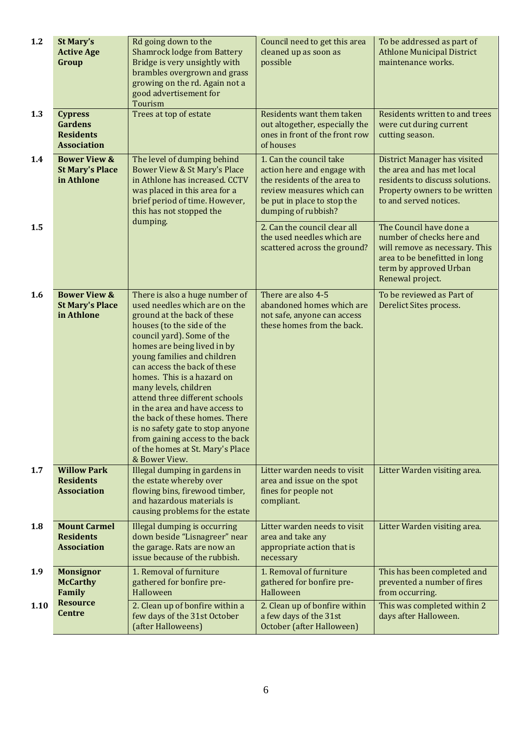| | | | | |
|---|---|---|---|---|
| 1.2 | **St Mary's Active Age Group** | Rd going down to the Shamrock lodge from Battery Bridge is very unsightly with brambles overgrown and grass growing on the rd. Again not a good advertisement for Tourism | Council need to get this area cleaned up as soon as possible | To be addressed as part of Athlone Municipal District maintenance works. |
| 1.3 | **Cypress Gardens Residents Association** | Trees at top of estate | Residents want them taken out altogether, especially the ones in front of the front row of houses | Residents written to and trees were cut during current cutting season. |
| 1.4 | **Bower View & St Mary's Place in Athlone** | The level of dumping behind Bower View & St Mary's Place in Athlone has increased. CCTV was placed in this area for a brief period of time. However, this has not stopped the dumping. | 1. Can the council take action here and engage with the residents of the area to review measures which can be put in place to stop the dumping of rubbish? | District Manager has visited the area and has met local residents to discuss solutions. Property owners to be written to and served notices. |
| 1.5 | | | 2. Can the council clear all the used needles which are scattered across the ground? | The Council have done a number of checks here and will remove as necessary. This area to be benefitted in long term by approved Urban Renewal project. |
| 1.6 | **Bower View & St Mary's Place in Athlone** | There is also a huge number of used needles which are on the ground at the back of these houses (to the side of the council yard). Some of the homes are being lived in by young families and children can access the back of these homes. This is a hazard on many levels, children attend three different schools in the area and have access to the back of these homes. There is no safety gate to stop anyone from gaining access to the back of the homes at St. Mary's Place & Bower View. | There are also 4-5 abandoned homes which are not safe, anyone can access these homes from the back. | To be reviewed as Part of Derelict Sites process. |
| 1.7 | **Willow Park Residents Association** | Illegal dumping in gardens in the estate whereby over flowing bins, firewood timber, and hazardous materials is causing problems for the estate | Litter warden needs to visit area and issue on the spot fines for people not compliant. | Litter Warden visiting area. |
| 1.8 | **Mount Carmel Residents Association** | Illegal dumping is occurring down beside "Lisnagreer" near the garage. Rats are now an issue because of the rubbish. | Litter warden needs to visit area and take any appropriate action that is necessary | Litter Warden visiting area. |
| 1.9 | **Monsignor McCarthy Family Resource Centre** | 1. Removal of furniture gathered for bonfire pre-Halloween | 1. Removal of furniture gathered for bonfire pre-Halloween | This has been completed and prevented a number of fires from occurring. |
| 1.10 | | 2. Clean up of bonfire within a few days of the 31st October (after Halloweens) | 2. Clean up of bonfire within a few days of the 31st October (after Halloween) | This was completed within 2 days after Halloween. |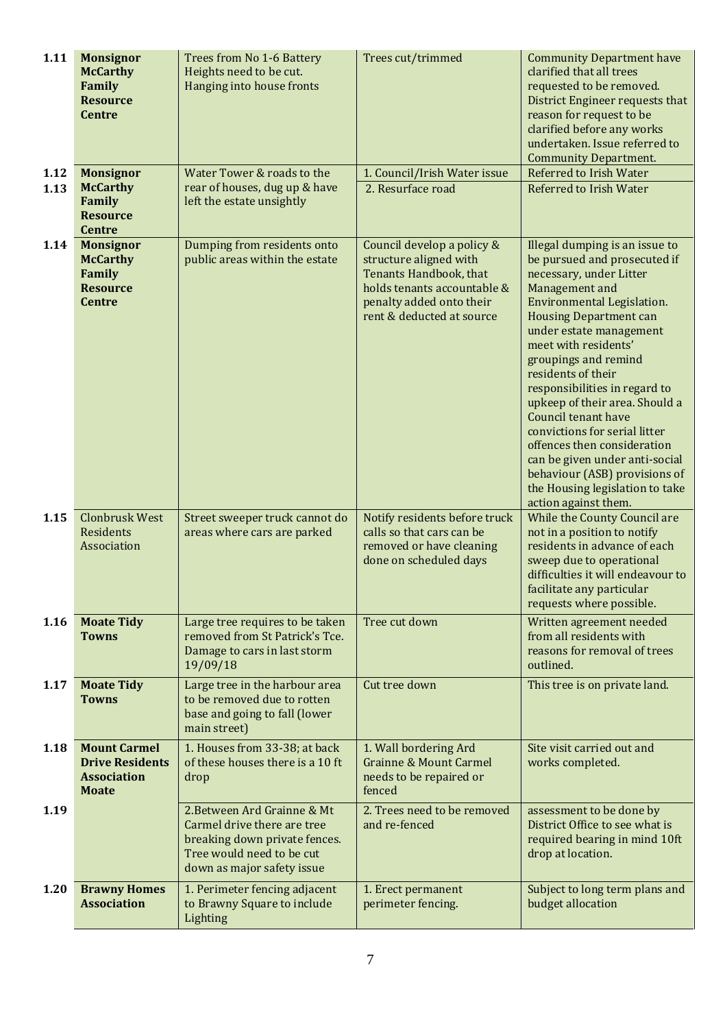| | | | | |
|---|---|---|---|---|
| 1.11 | **Monsignor McCarthy Family Resource Centre** | Trees from No 1-6 Battery Heights need to be cut. Hanging into house fronts | Trees cut/trimmed | Community Department have clarified that all trees requested to be removed. District Engineer requests that reason for request to be clarified before any works undertaken. Issue referred to Community Department. |
| 1.12 | **Monsignor McCarthy Family Resource Centre** | Water Tower & roads to the rear of houses, dug up & have left the estate unsightly | 1. Council/Irish Water issue | Referred to Irish Water |
| 1.13 | | | 2. Resurface road | Referred to Irish Water |
| 1.14 | **Monsignor McCarthy Family Resource Centre** | Dumping from residents onto public areas within the estate | Council develop a policy & structure aligned with Tenants Handbook, that holds tenants accountable & penalty added onto their rent & deducted at source | Illegal dumping is an issue to be pursued and prosecuted if necessary, under Litter Management and Environmental Legislation. Housing Department can under estate management meet with residents' groupings and remind residents of their responsibilities in regard to upkeep of their area. Should a Council tenant have convictions for serial litter offences then consideration can be given under anti-social behaviour (ASB) provisions of the Housing legislation to take action against them. |
| 1.15 | Clonbrusk West Residents Association | Street sweeper truck cannot do areas where cars are parked | Notify residents before truck calls so that cars can be removed or have cleaning done on scheduled days | While the County Council are not in a position to notify residents in advance of each sweep due to operational difficulties it will endeavour to facilitate any particular requests where possible. |
| 1.16 | **Moate Tidy Towns** | Large tree requires to be taken removed from St Patrick's Tce. Damage to cars in last storm 19/09/18 | Tree cut down | Written agreement needed from all residents with reasons for removal of trees outlined. |
| 1.17 | **Moate Tidy Towns** | Large tree in the harbour area to be removed due to rotten base and going to fall (lower main street) | Cut tree down | This tree is on private land. |
| 1.18 | **Mount Carmel Drive Residents Association Moate** | 1. Houses from 33-38; at back of these houses there is a 10 ft drop | 1. Wall bordering Ard Grainne & Mount Carmel needs to be repaired or fenced | Site visit carried out and works completed. |
| 1.19 | | 2.Between Ard Grainne & Mt Carmel drive there are tree breaking down private fences. Tree would need to be cut down as major safety issue | 2. Trees need to be removed and re-fenced | assessment to be done by District Office to see what is required bearing in mind 10ft drop at location. |
| 1.20 | **Brawny Homes Association** | 1. Perimeter fencing adjacent to Brawny Square to include Lighting | 1. Erect permanent perimeter fencing. | Subject to long term plans and budget allocation |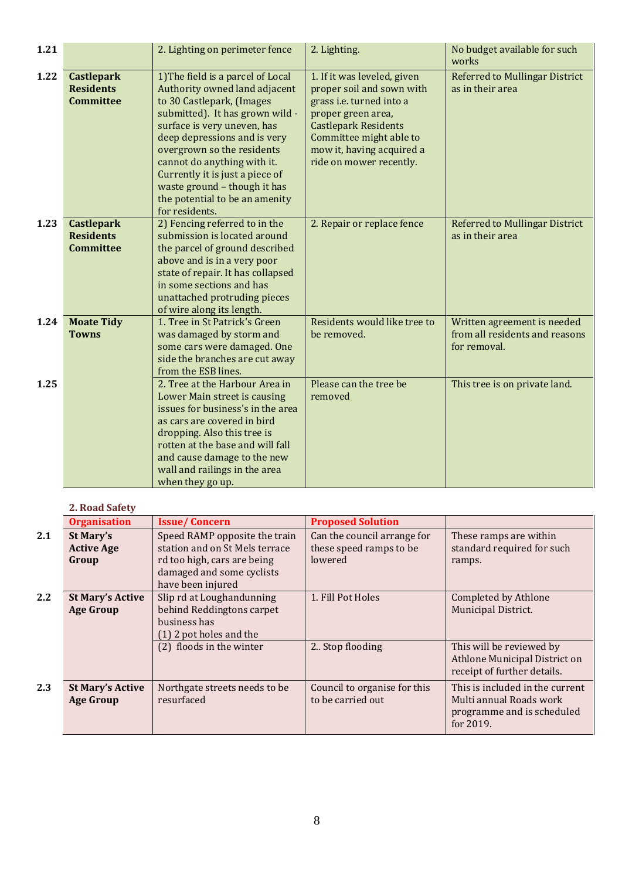| | | | | |
|---|---|---|---|---|
| 1.21 | | 2. Lighting on perimeter fence | 2. Lighting. | No budget available for such works |
| 1.22 | **Castlepark Residents Committee** | 1)The field is a parcel of Local Authority owned land adjacent to 30 Castlepark, (Images submitted). It has grown wild - surface is very uneven, has deep depressions and is very overgrown so the residents cannot do anything with it. Currently it is just a piece of waste ground – though it has the potential to be an amenity for residents. | 1. If it was leveled, given proper soil and sown with grass i.e. turned into a proper green area, Castlepark Residents Committee might able to mow it, having acquired a ride on mower recently. | Referred to Mullingar District as in their area |
| 1.23 | **Castlepark Residents Committee** | 2) Fencing referred to in the submission is located around the parcel of ground described above and is in a very poor state of repair. It has collapsed in some sections and has unattached protruding pieces of wire along its length. | 2. Repair or replace fence | Referred to Mullingar District as in their area |
| 1.24 | **Moate Tidy Towns** | 1. Tree in St Patrick's Green was damaged by storm and some cars were damaged. One side the branches are cut away from the ESB lines. | Residents would like tree to be removed. | Written agreement is needed from all residents and reasons for removal. |
| 1.25 | | 2. Tree at the Harbour Area in Lower Main street is causing issues for business's in the area as cars are covered in bird dropping. Also this tree is rotten at the base and will fall and cause damage to the new wall and railings in the area when they go up. | Please can the tree be removed | This tree is on private land. |

**2. Road Safety**

| | Organisation | Issue/ Concern | Proposed Solution | |
|---|---|---|---|---|
| 2.1 | **St Mary's Active Age Group** | Speed RAMP opposite the train station and on St Mels terrace rd too high, cars are being damaged and some cyclists have been injured | Can the council arrange for these speed ramps to be lowered | These ramps are within standard required for such ramps. |
| 2.2 | **St Mary's Active Age Group** | Slip rd at Loughandunning behind Reddingtons carpet business has (1) 2 pot holes and the | 1. Fill Pot Holes | Completed by Athlone Municipal District. |
| | | (2) floods in the winter | 2.. Stop flooding | This will be reviewed by Athlone Municipal District on receipt of further details. |
| 2.3 | **St Mary's Active Age Group** | Northgate streets needs to be resurfaced | Council to organise for this to be carried out | This is included in the current Multi annual Roads work programme and is scheduled for 2019. |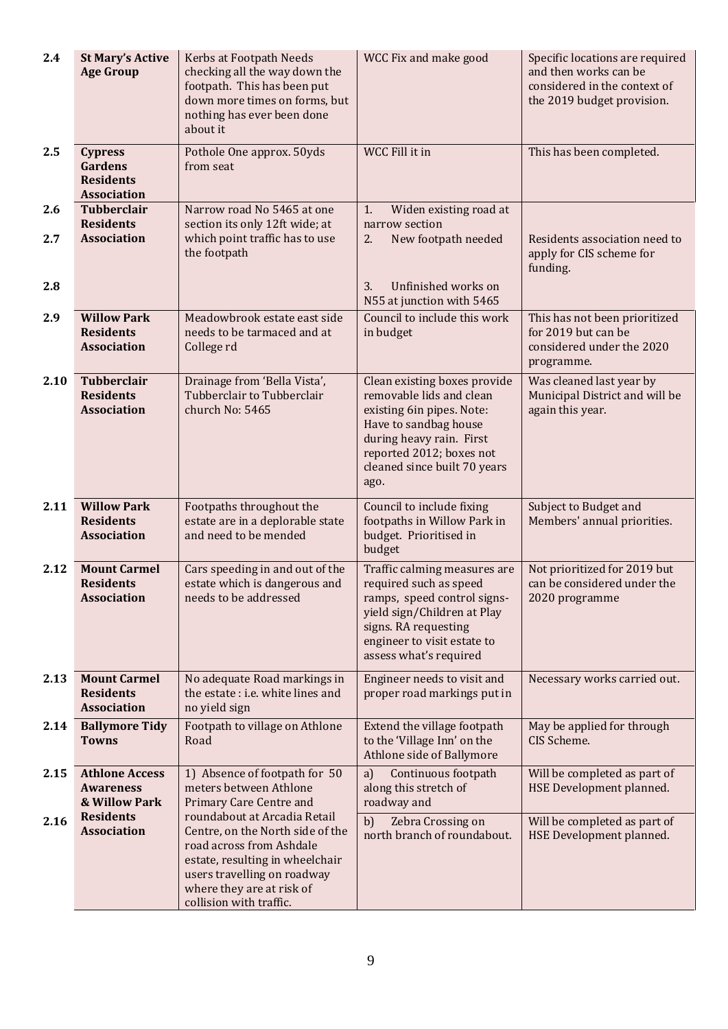| | | | | |
|---|---|---|---|---|
| 2.4 | **St Mary's Active Age Group** | Kerbs at Footpath Needs checking all the way down the footpath. This has been put down more times on forms, but nothing has ever been done about it | WCC Fix and make good | Specific locations are required and then works can be considered in the context of the 2019 budget provision. |
| 2.5 | **Cypress Gardens Residents Association** | Pothole One approx. 50yds from seat | WCC Fill it in | This has been completed. |
| 2.6 | **Tubberclair Residents Association** | Narrow road No 5465 at one section its only 12ft wide; at which point traffic has to use the footpath | 1. Widen existing road at narrow section | |
| 2.7 | | | 2. New footpath needed | Residents association need to apply for CIS scheme for funding. |
| 2.8 | | | 3. Unfinished works on N55 at junction with 5465 | |
| 2.9 | **Willow Park Residents Association** | Meadowbrook estate east side needs to be tarmaced and at College rd | Council to include this work in budget | This has not been prioritized for 2019 but can be considered under the 2020 programme. |
| 2.10 | **Tubberclair Residents Association** | Drainage from 'Bella Vista', Tubberclair to Tubberclair church No: 5465 | Clean existing boxes provide removable lids and clean existing 6in pipes. Note: Have to sandbag house during heavy rain. First reported 2012; boxes not cleaned since built 70 years ago. | Was cleaned last year by Municipal District and will be again this year. |
| 2.11 | **Willow Park Residents Association** | Footpaths throughout the estate are in a deplorable state and need to be mended | Council to include fixing footpaths in Willow Park in budget. Prioritised in budget | Subject to Budget and Members' annual priorities. |
| 2.12 | **Mount Carmel Residents Association** | Cars speeding in and out of the estate which is dangerous and needs to be addressed | Traffic calming measures are required such as speed ramps, speed control signs- yield sign/Children at Play signs. RA requesting engineer to visit estate to assess what's required | Not prioritized for 2019 but can be considered under the 2020 programme |
| 2.13 | **Mount Carmel Residents Association** | No adequate Road markings in the estate : i.e. white lines and no yield sign | Engineer needs to visit and proper road markings put in | Necessary works carried out. |
| 2.14 | **Ballymore Tidy Towns** | Footpath to village on Athlone Road | Extend the village footpath to the 'Village Inn' on the Athlone side of Ballymore | May be applied for through CIS Scheme. |
| 2.15 | **Athlone Access Awareness & Willow Park Residents Association** | 1) Absence of footpath for 50 meters between Athlone Primary Care Centre and roundabout at Arcadia Retail Centre, on the North side of the road across from Ashdale estate, resulting in wheelchair users travelling on roadway where they are at risk of collision with traffic. | a) Continuous footpath along this stretch of roadway and | Will be completed as part of HSE Development planned. |
| 2.16 | | | b) Zebra Crossing on north branch of roundabout. | Will be completed as part of HSE Development planned. |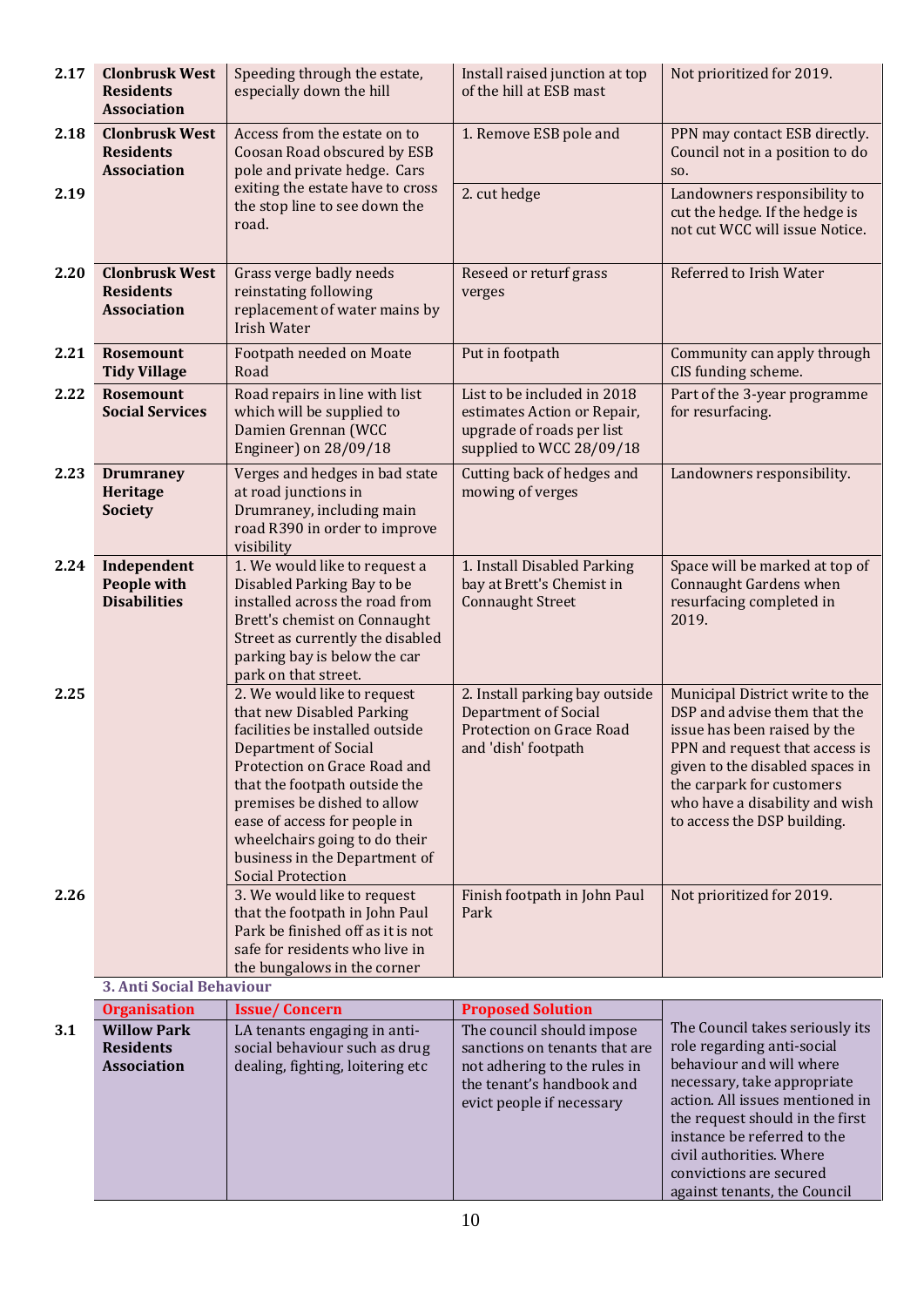| | | | | |
|---|---|---|---|---|
| 2.17 | **Clonbrusk West Residents Association** | Speeding through the estate, especially down the hill | Install raised junction at top of the hill at ESB mast | Not prioritized for 2019. |
| 2.18 | **Clonbrusk West Residents Association** | Access from the estate on to Coosan Road obscured by ESB pole and private hedge. Cars exiting the estate have to cross the stop line to see down the road. | 1. Remove ESB pole and | PPN may contact ESB directly. Council not in a position to do so. |
| 2.19 | | | 2. cut hedge | Landowners responsibility to cut the hedge. If the hedge is not cut WCC will issue Notice. |
| 2.20 | **Clonbrusk West Residents Association** | Grass verge badly needs reinstating following replacement of water mains by Irish Water | Reseed or returf grass verges | Referred to Irish Water |
| 2.21 | **Rosemount Tidy Village** | Footpath needed on Moate Road | Put in footpath | Community can apply through CIS funding scheme. |
| 2.22 | **Rosemount Social Services** | Road repairs in line with list which will be supplied to Damien Grennan (WCC Engineer) on 28/09/18 | List to be included in 2018 estimates Action or Repair, upgrade of roads per list supplied to WCC 28/09/18 | Part of the 3-year programme for resurfacing. |
| 2.23 | **Drumraney Heritage Society** | Verges and hedges in bad state at road junctions in Drumraney, including main road R390 in order to improve visibility | Cutting back of hedges and mowing of verges | Landowners responsibility. |
| 2.24 | **Independent People with Disabilities** | 1. We would like to request a Disabled Parking Bay to be installed across the road from Brett's chemist on Connaught Street as currently the disabled parking bay is below the car park on that street. | 1. Install Disabled Parking bay at Brett's Chemist in Connaught Street | Space will be marked at top of Connaught Gardens when resurfacing completed in 2019. |
| 2.25 | | 2. We would like to request that new Disabled Parking facilities be installed outside Department of Social Protection on Grace Road and that the footpath outside the premises be dished to allow ease of access for people in wheelchairs going to do their business in the Department of Social Protection | 2. Install parking bay outside Department of Social Protection on Grace Road and 'dish' footpath | Municipal District write to the DSP and advise them that the issue has been raised by the PPN and request that access is given to the disabled spaces in the carpark for customers who have a disability and wish to access the DSP building. |
| 2.26 | | 3. We would like to request that the footpath in John Paul Park be finished off as it is not safe for residents who live in the bungalows in the corner | Finish footpath in John Paul Park | Not prioritized for 2019. |

**3. Anti Social Behaviour**

| | Organisation | Issue/ Concern | Proposed Solution | |
|---|---|---|---|---|
| 3.1 | **Willow Park Residents Association** | LA tenants engaging in anti-social behaviour such as drug dealing, fighting, loitering etc | The council should impose sanctions on tenants that are not adhering to the rules in the tenant's handbook and evict people if necessary | The Council takes seriously its role regarding anti-social behaviour and will where necessary, take appropriate action. All issues mentioned in the request should in the first instance be referred to the civil authorities. Where convictions are secured against tenants, the Council |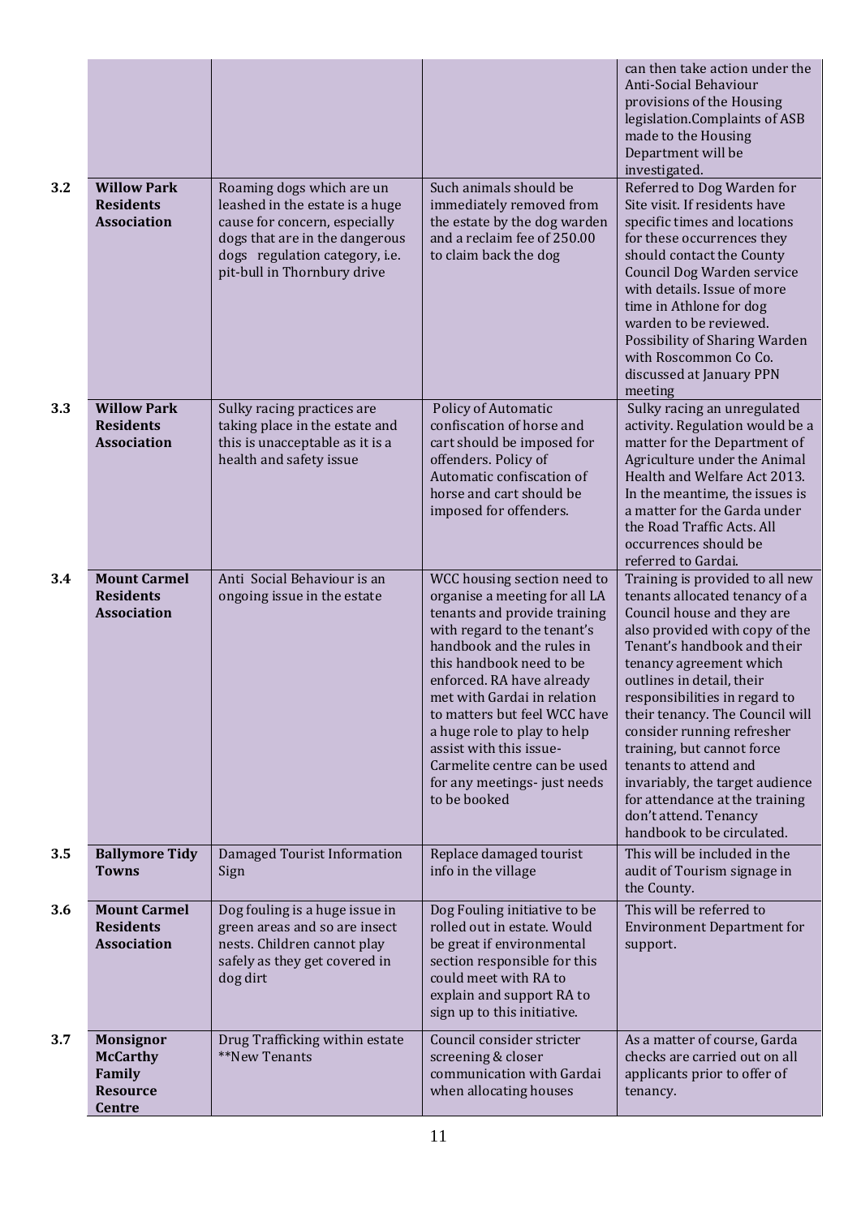| | | | |
|---|---|---|---|
| | | | can then take action under the Anti-Social Behaviour provisions of the Housing legislation.Complaints of ASB made to the Housing Department will be investigated. |
| **3.2** | **Willow Park Residents Association** | Roaming dogs which are un leashed in the estate is a huge cause for concern, especially dogs that are in the dangerous dogs regulation category, i.e. pit-bull in Thornbury drive | Such animals should be immediately removed from the estate by the dog warden and a reclaim fee of 250.00 to claim back the dog | Referred to Dog Warden for Site visit. If residents have specific times and locations for these occurrences they should contact the County Council Dog Warden service with details. Issue of more time in Athlone for dog warden to be reviewed. Possibility of Sharing Warden with Roscommon Co Co. discussed at January PPN meeting |
| **3.3** | **Willow Park Residents Association** | Sulky racing practices are taking place in the estate and this is unacceptable as it is a health and safety issue | Policy of Automatic confiscation of horse and cart should be imposed for offenders. Policy of Automatic confiscation of horse and cart should be imposed for offenders. | Sulky racing an unregulated activity. Regulation would be a matter for the Department of Agriculture under the Animal Health and Welfare Act 2013. In the meantime, the issues is a matter for the Garda under the Road Traffic Acts. All occurrences should be referred to Gardai. |
| **3.4** | **Mount Carmel Residents Association** | Anti Social Behaviour is an ongoing issue in the estate | WCC housing section need to organise a meeting for all LA tenants and provide training with regard to the tenant's handbook and the rules in this handbook need to be enforced. RA have already met with Gardai in relation to matters but feel WCC have a huge role to play to help assist with this issue- Carmelite centre can be used for any meetings- just needs to be booked | Training is provided to all new tenants allocated tenancy of a Council house and they are also provided with copy of the Tenant's handbook and their tenancy agreement which outlines in detail, their responsibilities in regard to their tenancy. The Council will consider running refresher training, but cannot force tenants to attend and invariably, the target audience for attendance at the training don't attend. Tenancy handbook to be circulated. |
| **3.5** | **Ballymore Tidy Towns** | Damaged Tourist Information Sign | Replace damaged tourist info in the village | This will be included in the audit of Tourism signage in the County. |
| **3.6** | **Mount Carmel Residents Association** | Dog fouling is a huge issue in green areas and so are insect nests. Children cannot play safely as they get covered in dog dirt | Dog Fouling initiative to be rolled out in estate. Would be great if environmental section responsible for this could meet with RA to explain and support RA to sign up to this initiative. | This will be referred to Environment Department for support. |
| **3.7** | **Monsignor McCarthy Family Resource Centre** | Drug Trafficking within estate **New Tenants | Council consider stricter screening & closer communication with Gardai when allocating houses | As a matter of course, Garda checks are carried out on all applicants prior to offer of tenancy. |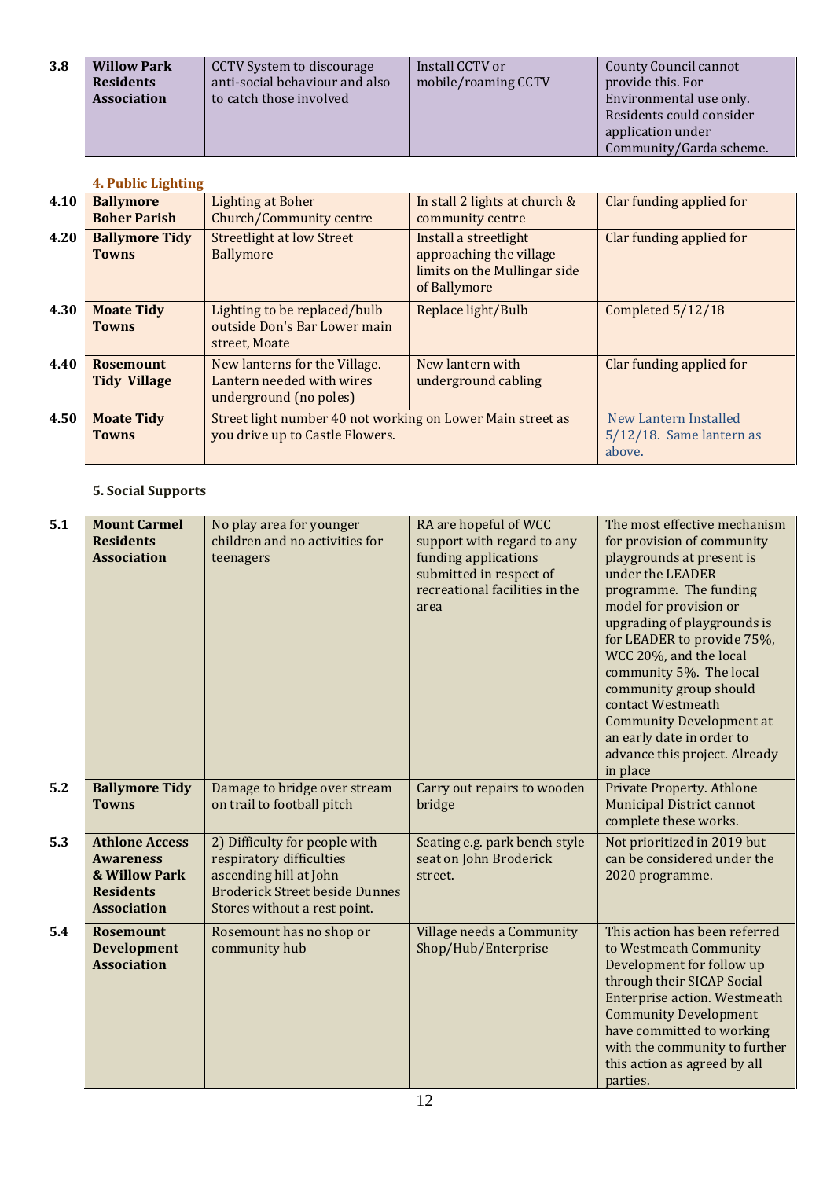| | | | | |
|---|---|---|---|---|
| 3.8 | **Willow Park Residents Association** | CCTV System to discourage anti-social behaviour and also to catch those involved | Install CCTV or mobile/roaming CCTV | County Council cannot provide this. For Environmental use only. Residents could consider application under Community/Garda scheme. |

**4. Public Lighting**

| | | | | |
|---|---|---|---|---|
| 4.10 | **Ballymore Boher Parish** | Lighting at Boher Church/Community centre | In stall 2 lights at church & community centre | Clar funding applied for |
| 4.20 | **Ballymore Tidy Towns** | Streetlight at low Street Ballymore | Install a streetlight approaching the village limits on the Mullingar side of Ballymore | Clar funding applied for |
| 4.30 | **Moate Tidy Towns** | Lighting to be replaced/bulb outside Don's Bar Lower main street, Moate | Replace light/Bulb | Completed 5/12/18 |
| 4.40 | **Rosemount Tidy Village** | New lanterns for the Village. Lantern needed with wires underground (no poles) | New lantern with underground cabling | Clar funding applied for |
| 4.50 | **Moate Tidy Towns** | Street light number 40 not working on Lower Main street as you drive up to Castle Flowers. | | New Lantern Installed 5/12/18. Same lantern as above. |

**5. Social Supports**

| | | | | |
|---|---|---|---|---|
| 5.1 | **Mount Carmel Residents Association** | No play area for younger children and no activities for teenagers | RA are hopeful of WCC support with regard to any funding applications submitted in respect of recreational facilities in the area | The most effective mechanism for provision of community playgrounds at present is under the LEADER programme. The funding model for provision or upgrading of playgrounds is for LEADER to provide 75%, WCC 20%, and the local community 5%. The local community group should contact Westmeath Community Development at an early date in order to advance this project. Already in place |
| 5.2 | **Ballymore Tidy Towns** | Damage to bridge over stream on trail to football pitch | Carry out repairs to wooden bridge | Private Property. Athlone Municipal District cannot complete these works. |
| 5.3 | **Athlone Access Awareness & Willow Park Residents Association** | 2) Difficulty for people with respiratory difficulties ascending hill at John Broderick Street beside Dunnes Stores without a rest point. | Seating e.g. park bench style seat on John Broderick street. | Not prioritized in 2019 but can be considered under the 2020 programme. |
| 5.4 | **Rosemount Development Association** | Rosemount has no shop or community hub | Village needs a Community Shop/Hub/Enterprise | This action has been referred to Westmeath Community Development for follow up through their SICAP Social Enterprise action. Westmeath Community Development have committed to working with the community to further this action as agreed by all parties. |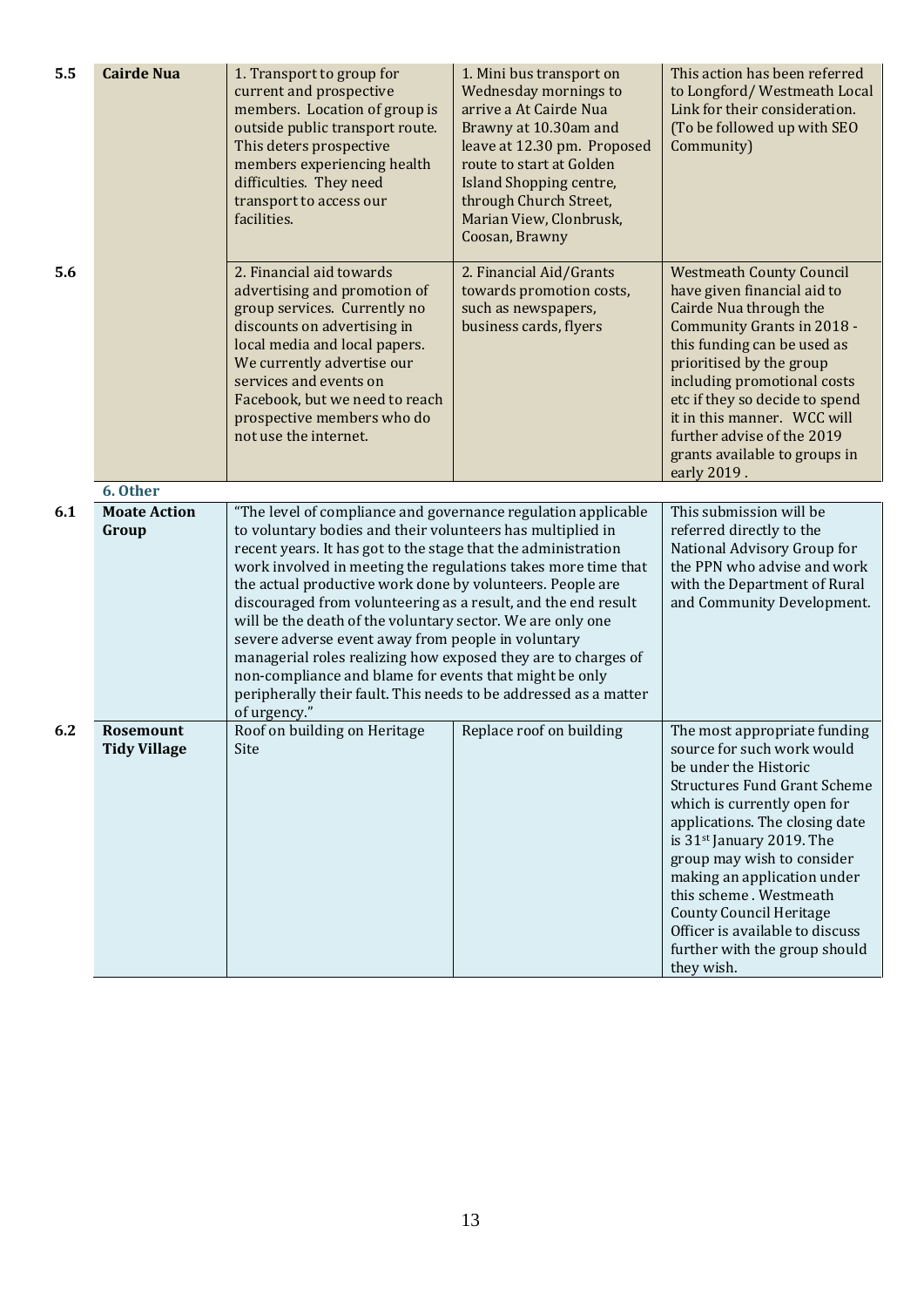| | | | | |
|---|---|---|---|---|
| 5.5 | **Cairde Nua** | 1. Transport to group for current and prospective members. Location of group is outside public transport route. This deters prospective members experiencing health difficulties. They need transport to access our facilities. | 1. Mini bus transport on Wednesday mornings to arrive a At Cairde Nua Brawny at 10.30am and leave at 12.30 pm. Proposed route to start at Golden Island Shopping centre, through Church Street, Marian View, Clonbrusk, Coosan, Brawny | This action has been referred to Longford/ Westmeath Local Link for their consideration. (To be followed up with SEO Community) |
| 5.6 | | 2. Financial aid towards advertising and promotion of group services. Currently no discounts on advertising in local media and local papers. We currently advertise our services and events on Facebook, but we need to reach prospective members who do not use the internet. | 2. Financial Aid/Grants towards promotion costs, such as newspapers, business cards, flyers | Westmeath County Council have given financial aid to Cairde Nua through the Community Grants in 2018 - this funding can be used as prioritised by the group including promotional costs etc if they so decide to spend it in this manner. WCC will further advise of the 2019 grants available to groups in early 2019 . |
| | **6. Other** | | | |
| 6.1 | **Moate Action Group** | "The level of compliance and governance regulation applicable to voluntary bodies and their volunteers has multiplied in recent years. It has got to the stage that the administration work involved in meeting the regulations takes more time that the actual productive work done by volunteers. People are discouraged from volunteering as a result, and the end result will be the death of the voluntary sector. We are only one severe adverse event away from people in voluntary managerial roles realizing how exposed they are to charges of non-compliance and blame for events that might be only peripherally their fault. This needs to be addressed as a matter of urgency." | | This submission will be referred directly to the National Advisory Group for the PPN who advise and work with the Department of Rural and Community Development. |
| 6.2 | **Rosemount Tidy Village** | Roof on building on Heritage Site | Replace roof on building | The most appropriate funding source for such work would be under the Historic Structures Fund Grant Scheme which is currently open for applications. The closing date is 31st January 2019. The group may wish to consider making an application under this scheme . Westmeath County Council Heritage Officer is available to discuss further with the group should they wish. |